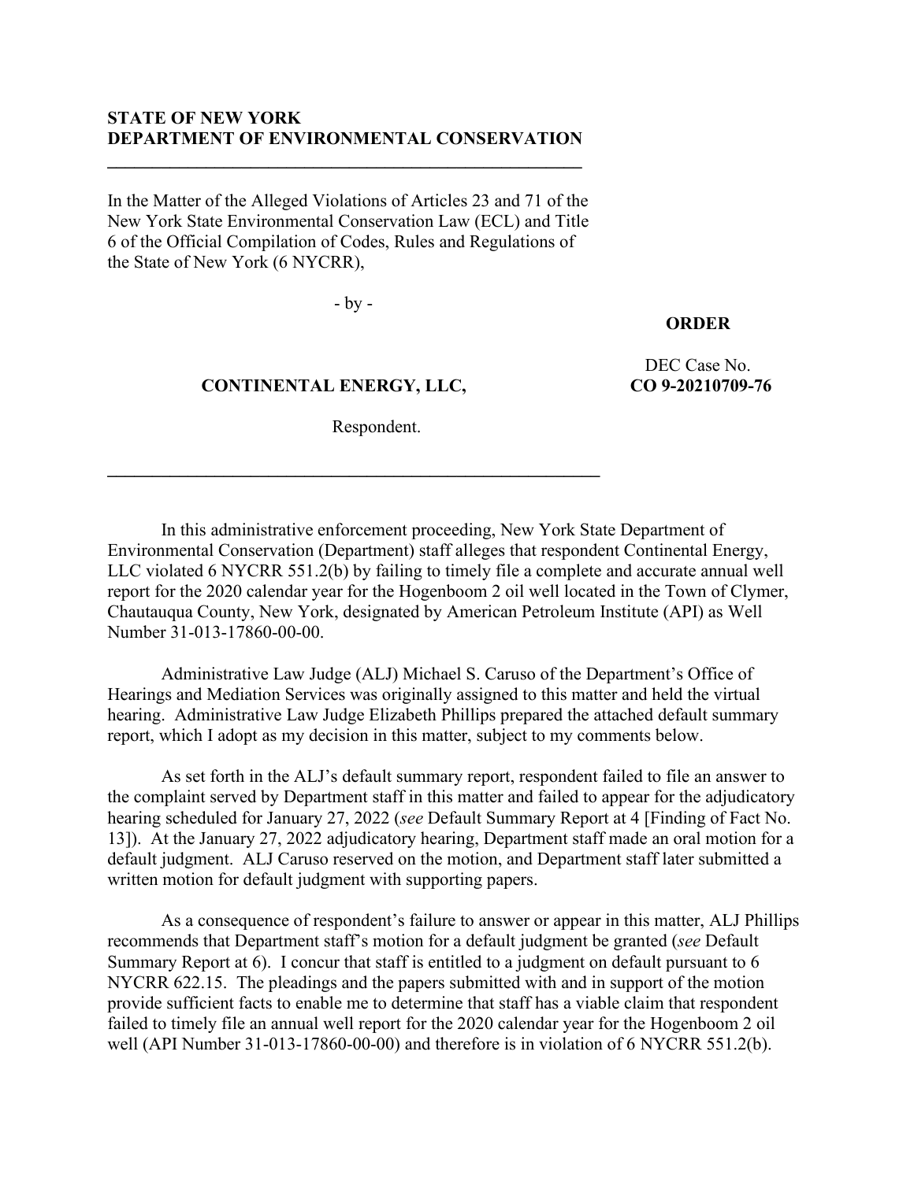**STATE OF NEW YORK**
**DEPARTMENT OF ENVIRONMENTAL CONSERVATION**

---

In the Matter of the Alleged Violations of Articles 23 and 71 of the New York State Environmental Conservation Law (ECL) and Title 6 of the Official Compilation of Codes, Rules and Regulations of the State of New York (6 NYCRR),

- by -

**CONTINENTAL ENERGY, LLC,**

Respondent.

**ORDER**

DEC Case No.
**CO 9-20210709-76**

---

In this administrative enforcement proceeding, New York State Department of Environmental Conservation (Department) staff alleges that respondent Continental Energy, LLC violated 6 NYCRR 551.2(b) by failing to timely file a complete and accurate annual well report for the 2020 calendar year for the Hogenboom 2 oil well located in the Town of Clymer, Chautauqua County, New York, designated by American Petroleum Institute (API) as Well Number 31-013-17860-00-00.

Administrative Law Judge (ALJ) Michael S. Caruso of the Department's Office of Hearings and Mediation Services was originally assigned to this matter and held the virtual hearing. Administrative Law Judge Elizabeth Phillips prepared the attached default summary report, which I adopt as my decision in this matter, subject to my comments below.

As set forth in the ALJ's default summary report, respondent failed to file an answer to the complaint served by Department staff in this matter and failed to appear for the adjudicatory hearing scheduled for January 27, 2022 (*see* Default Summary Report at 4 [Finding of Fact No. 13]). At the January 27, 2022 adjudicatory hearing, Department staff made an oral motion for a default judgment. ALJ Caruso reserved on the motion, and Department staff later submitted a written motion for default judgment with supporting papers.

As a consequence of respondent's failure to answer or appear in this matter, ALJ Phillips recommends that Department staff's motion for a default judgment be granted (*see* Default Summary Report at 6). I concur that staff is entitled to a judgment on default pursuant to 6 NYCRR 622.15. The pleadings and the papers submitted with and in support of the motion provide sufficient facts to enable me to determine that staff has a viable claim that respondent failed to timely file an annual well report for the 2020 calendar year for the Hogenboom 2 oil well (API Number 31-013-17860-00-00) and therefore is in violation of 6 NYCRR 551.2(b).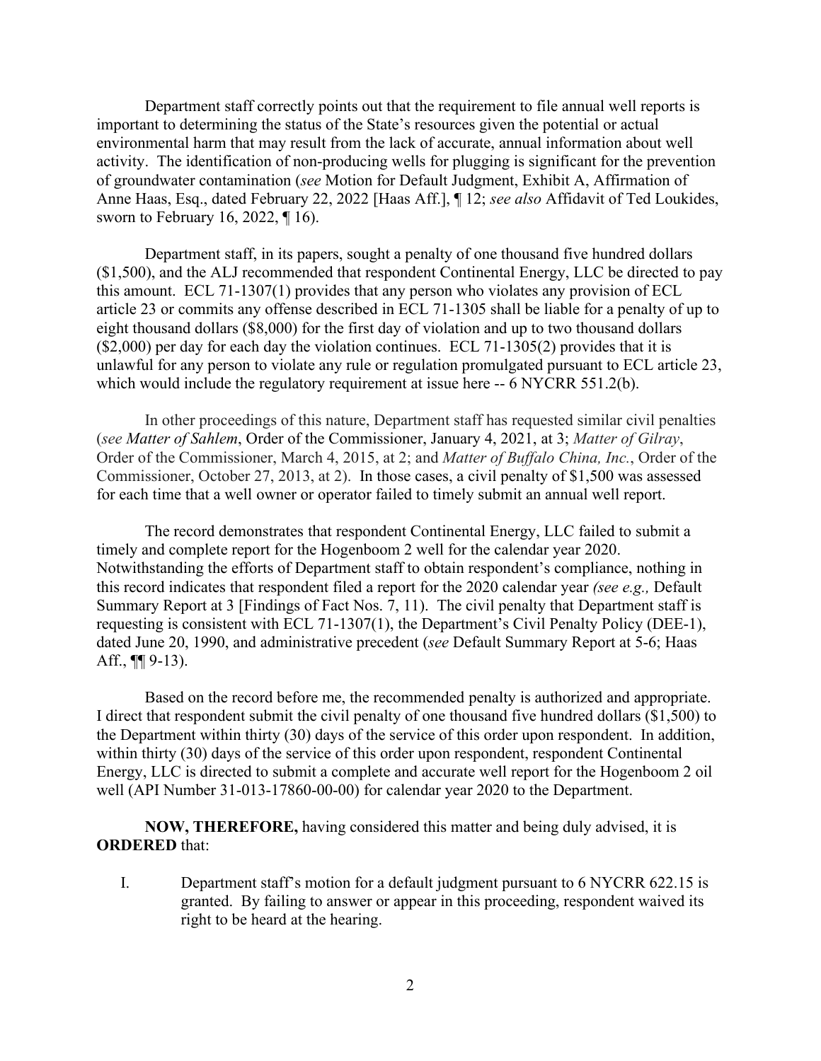Department staff correctly points out that the requirement to file annual well reports is important to determining the status of the State's resources given the potential or actual environmental harm that may result from the lack of accurate, annual information about well activity. The identification of non-producing wells for plugging is significant for the prevention of groundwater contamination (*see* Motion for Default Judgment, Exhibit A, Affirmation of Anne Haas, Esq., dated February 22, 2022 [Haas Aff.], ¶ 12; *see also* Affidavit of Ted Loukides, sworn to February 16, 2022, ¶ 16).

Department staff, in its papers, sought a penalty of one thousand five hundred dollars ($1,500), and the ALJ recommended that respondent Continental Energy, LLC be directed to pay this amount. ECL 71-1307(1) provides that any person who violates any provision of ECL article 23 or commits any offense described in ECL 71-1305 shall be liable for a penalty of up to eight thousand dollars ($8,000) for the first day of violation and up to two thousand dollars ($2,000) per day for each day the violation continues. ECL 71-1305(2) provides that it is unlawful for any person to violate any rule or regulation promulgated pursuant to ECL article 23, which would include the regulatory requirement at issue here -- 6 NYCRR 551.2(b).

In other proceedings of this nature, Department staff has requested similar civil penalties (*see Matter of Sahlem*, Order of the Commissioner, January 4, 2021, at 3; *Matter of Gilray*, Order of the Commissioner, March 4, 2015, at 2; and *Matter of Buffalo China, Inc.*, Order of the Commissioner, October 27, 2013, at 2). In those cases, a civil penalty of $1,500 was assessed for each time that a well owner or operator failed to timely submit an annual well report.

The record demonstrates that respondent Continental Energy, LLC failed to submit a timely and complete report for the Hogenboom 2 well for the calendar year 2020. Notwithstanding the efforts of Department staff to obtain respondent's compliance, nothing in this record indicates that respondent filed a report for the 2020 calendar year *(see e.g.,* Default Summary Report at 3 [Findings of Fact Nos. 7, 11). The civil penalty that Department staff is requesting is consistent with ECL 71-1307(1), the Department's Civil Penalty Policy (DEE-1), dated June 20, 1990, and administrative precedent (*see* Default Summary Report at 5-6; Haas Aff., ¶¶ 9-13).

Based on the record before me, the recommended penalty is authorized and appropriate. I direct that respondent submit the civil penalty of one thousand five hundred dollars ($1,500) to the Department within thirty (30) days of the service of this order upon respondent. In addition, within thirty (30) days of the service of this order upon respondent, respondent Continental Energy, LLC is directed to submit a complete and accurate well report for the Hogenboom 2 oil well (API Number 31-013-17860-00-00) for calendar year 2020 to the Department.

**NOW, THEREFORE,** having considered this matter and being duly advised, it is **ORDERED** that:

I. Department staff's motion for a default judgment pursuant to 6 NYCRR 622.15 is granted. By failing to answer or appear in this proceeding, respondent waived its right to be heard at the hearing.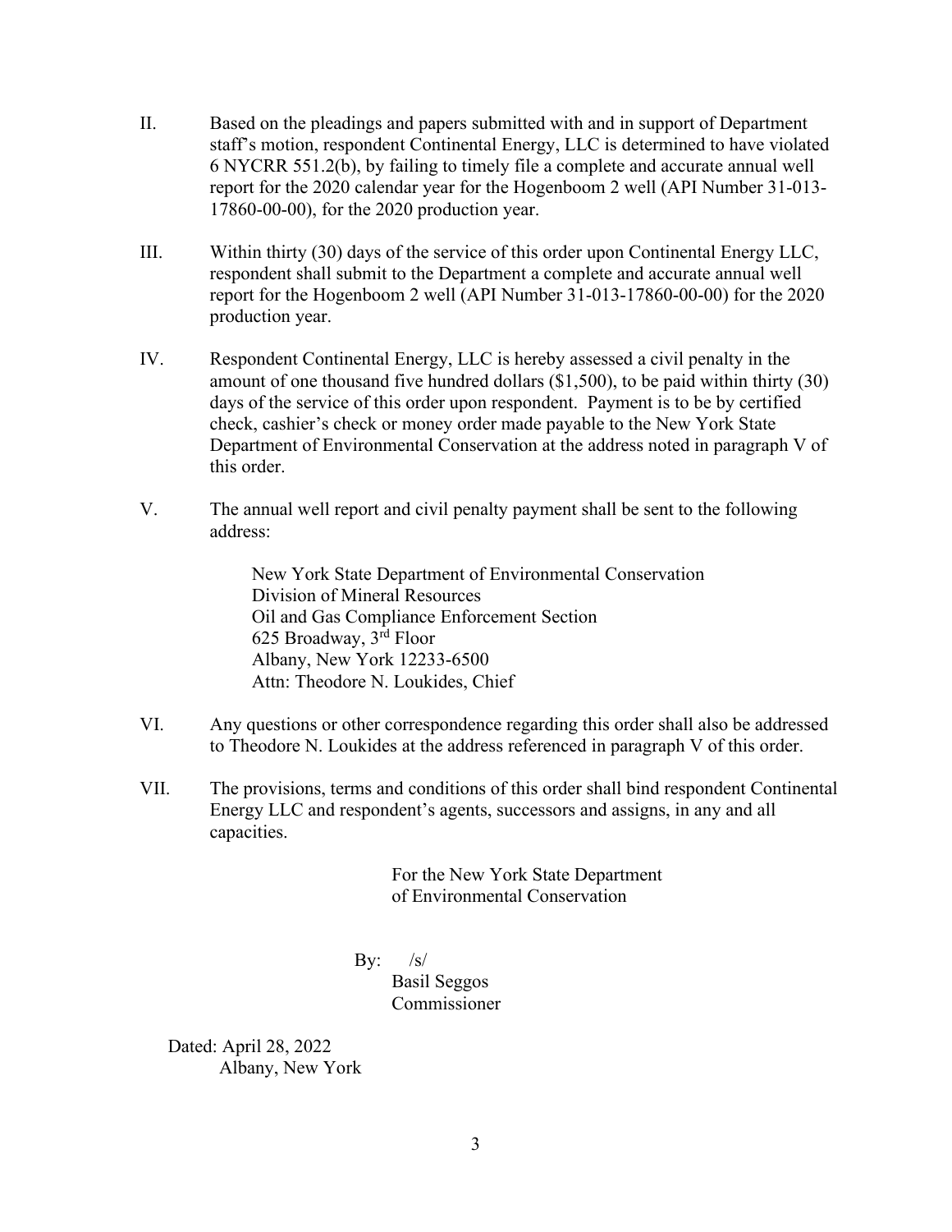II. Based on the pleadings and papers submitted with and in support of Department staff's motion, respondent Continental Energy, LLC is determined to have violated 6 NYCRR 551.2(b), by failing to timely file a complete and accurate annual well report for the 2020 calendar year for the Hogenboom 2 well (API Number 31-013-17860-00-00), for the 2020 production year.

III. Within thirty (30) days of the service of this order upon Continental Energy LLC, respondent shall submit to the Department a complete and accurate annual well report for the Hogenboom 2 well (API Number 31-013-17860-00-00) for the 2020 production year.

IV. Respondent Continental Energy, LLC is hereby assessed a civil penalty in the amount of one thousand five hundred dollars ($1,500), to be paid within thirty (30) days of the service of this order upon respondent. Payment is to be by certified check, cashier's check or money order made payable to the New York State Department of Environmental Conservation at the address noted in paragraph V of this order.

V. The annual well report and civil penalty payment shall be sent to the following address:

> New York State Department of Environmental Conservation
> Division of Mineral Resources
> Oil and Gas Compliance Enforcement Section
> 625 Broadway, 3rd Floor
> Albany, New York 12233-6500
> Attn: Theodore N. Loukides, Chief

VI. Any questions or other correspondence regarding this order shall also be addressed to Theodore N. Loukides at the address referenced in paragraph V of this order.

VII. The provisions, terms and conditions of this order shall bind respondent Continental Energy LLC and respondent's agents, successors and assigns, in any and all capacities.

For the New York State Department of Environmental Conservation

By: /s/
Basil Seggos
Commissioner

Dated: April 28, 2022
Albany, New York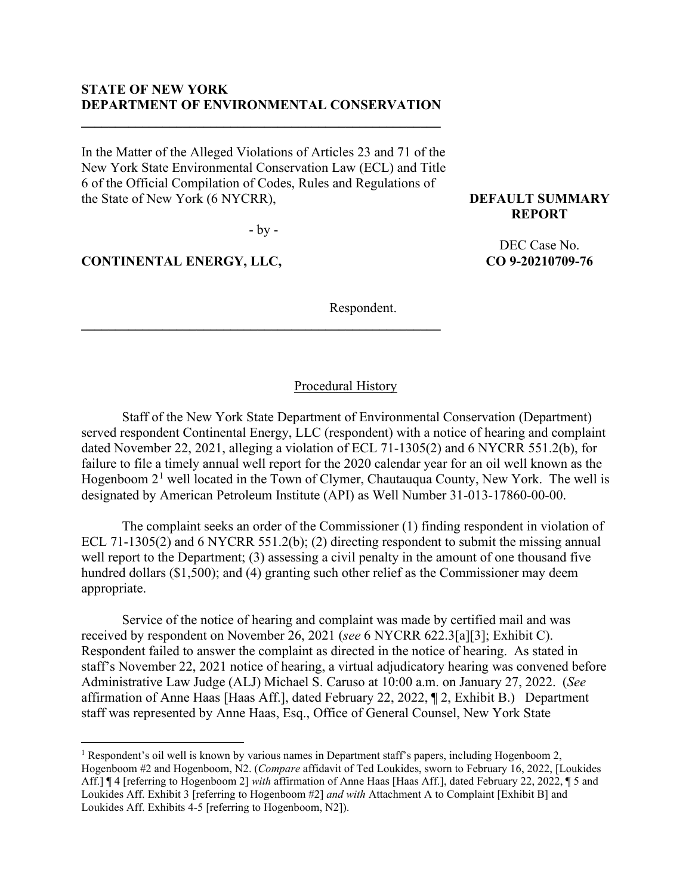**STATE OF NEW YORK**
**DEPARTMENT OF ENVIRONMENTAL CONSERVATION**

---

In the Matter of the Alleged Violations of Articles 23 and 71 of the New York State Environmental Conservation Law (ECL) and Title 6 of the Official Compilation of Codes, Rules and Regulations of the State of New York (6 NYCRR),

- by -

**CONTINENTAL ENERGY, LLC,**

Respondent.

---

**DEFAULT SUMMARY REPORT**

DEC Case No.
**CO 9-20210709-76**

## Procedural History

Staff of the New York State Department of Environmental Conservation (Department) served respondent Continental Energy, LLC (respondent) with a notice of hearing and complaint dated November 22, 2021, alleging a violation of ECL 71-1305(2) and 6 NYCRR 551.2(b), for failure to file a timely annual well report for the 2020 calendar year for an oil well known as the Hogenboom 2[1] well located in the Town of Clymer, Chautauqua County, New York. The well is designated by American Petroleum Institute (API) as Well Number 31-013-17860-00-00.

The complaint seeks an order of the Commissioner (1) finding respondent in violation of ECL 71-1305(2) and 6 NYCRR 551.2(b); (2) directing respondent to submit the missing annual well report to the Department; (3) assessing a civil penalty in the amount of one thousand five hundred dollars ($1,500); and (4) granting such other relief as the Commissioner may deem appropriate.

Service of the notice of hearing and complaint was made by certified mail and was received by respondent on November 26, 2021 (*see* 6 NYCRR 622.3[a][3]; Exhibit C). Respondent failed to answer the complaint as directed in the notice of hearing. As stated in staff's November 22, 2021 notice of hearing, a virtual adjudicatory hearing was convened before Administrative Law Judge (ALJ) Michael S. Caruso at 10:00 a.m. on January 27, 2022. (*See* affirmation of Anne Haas [Haas Aff.], dated February 22, 2022, ¶ 2, Exhibit B.) Department staff was represented by Anne Haas, Esq., Office of General Counsel, New York State

---

[1] Respondent's oil well is known by various names in Department staff's papers, including Hogenboom 2, Hogenboom #2 and Hogenboom, N2. (*Compare* affidavit of Ted Loukides, sworn to February 16, 2022, [Loukides Aff.] ¶ 4 [referring to Hogenboom 2] *with* affirmation of Anne Haas [Haas Aff.], dated February 22, 2022, ¶ 5 and Loukides Aff. Exhibit 3 [referring to Hogenboom #2] *and with* Attachment A to Complaint [Exhibit B] and Loukides Aff. Exhibits 4-5 [referring to Hogenboom, N2]).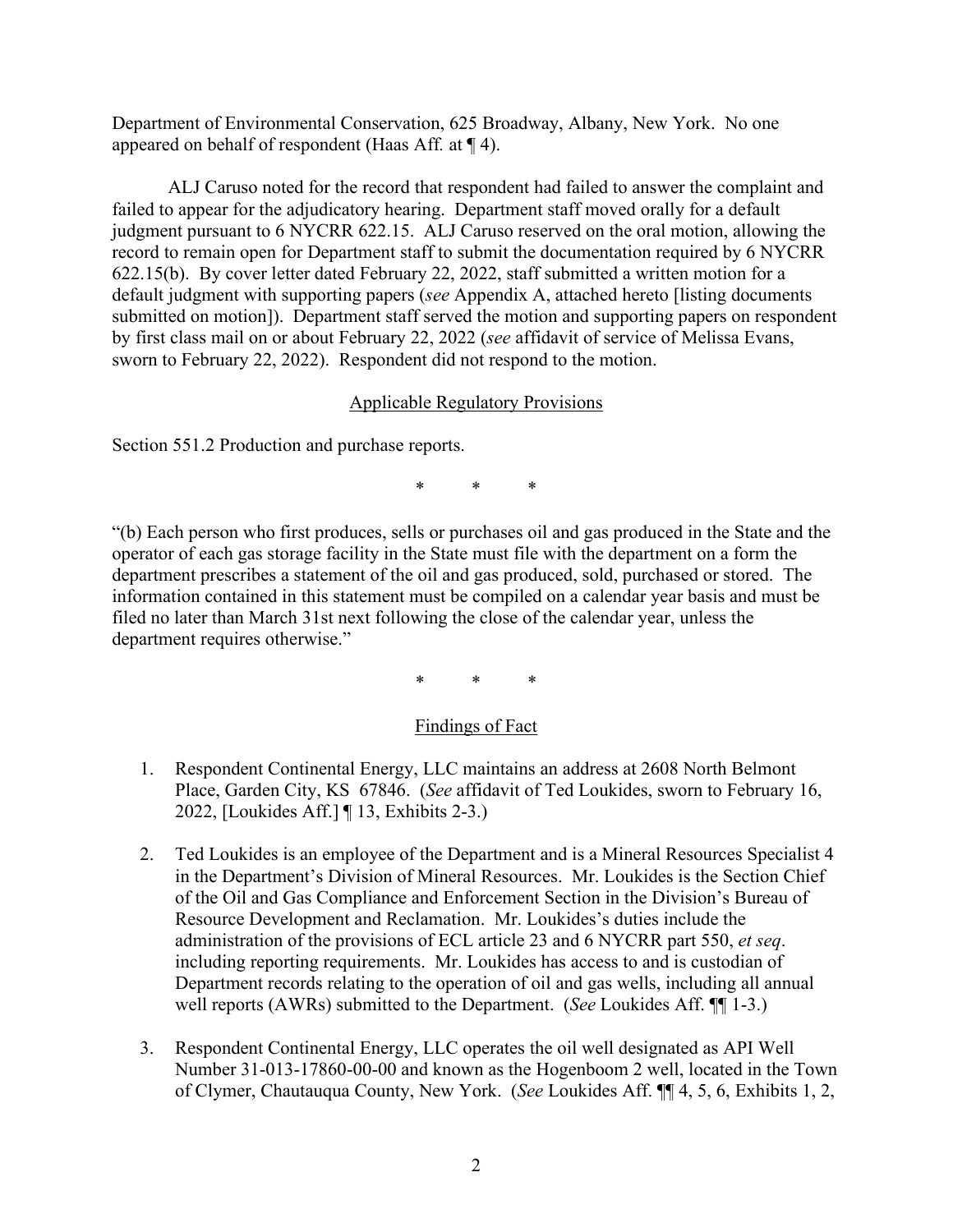Department of Environmental Conservation, 625 Broadway, Albany, New York. No one appeared on behalf of respondent (Haas Aff. at ¶ 4).

ALJ Caruso noted for the record that respondent had failed to answer the complaint and failed to appear for the adjudicatory hearing. Department staff moved orally for a default judgment pursuant to 6 NYCRR 622.15. ALJ Caruso reserved on the oral motion, allowing the record to remain open for Department staff to submit the documentation required by 6 NYCRR 622.15(b). By cover letter dated February 22, 2022, staff submitted a written motion for a default judgment with supporting papers (*see* Appendix A, attached hereto [listing documents submitted on motion]). Department staff served the motion and supporting papers on respondent by first class mail on or about February 22, 2022 (*see* affidavit of service of Melissa Evans, sworn to February 22, 2022). Respondent did not respond to the motion.

## Applicable Regulatory Provisions

Section 551.2 Production and purchase reports.

\*   \*   \*

"(b) Each person who first produces, sells or purchases oil and gas produced in the State and the operator of each gas storage facility in the State must file with the department on a form the department prescribes a statement of the oil and gas produced, sold, purchased or stored. The information contained in this statement must be compiled on a calendar year basis and must be filed no later than March 31st next following the close of the calendar year, unless the department requires otherwise."

\*   \*   \*

## Findings of Fact

1. Respondent Continental Energy, LLC maintains an address at 2608 North Belmont Place, Garden City, KS 67846. (*See* affidavit of Ted Loukides, sworn to February 16, 2022, [Loukides Aff.] ¶ 13, Exhibits 2-3.)

2. Ted Loukides is an employee of the Department and is a Mineral Resources Specialist 4 in the Department's Division of Mineral Resources. Mr. Loukides is the Section Chief of the Oil and Gas Compliance and Enforcement Section in the Division's Bureau of Resource Development and Reclamation. Mr. Loukides's duties include the administration of the provisions of ECL article 23 and 6 NYCRR part 550, *et seq*. including reporting requirements. Mr. Loukides has access to and is custodian of Department records relating to the operation of oil and gas wells, including all annual well reports (AWRs) submitted to the Department. (*See* Loukides Aff. ¶¶ 1-3.)

3. Respondent Continental Energy, LLC operates the oil well designated as API Well Number 31-013-17860-00-00 and known as the Hogenboom 2 well, located in the Town of Clymer, Chautauqua County, New York. (*See* Loukides Aff. ¶¶ 4, 5, 6, Exhibits 1, 2,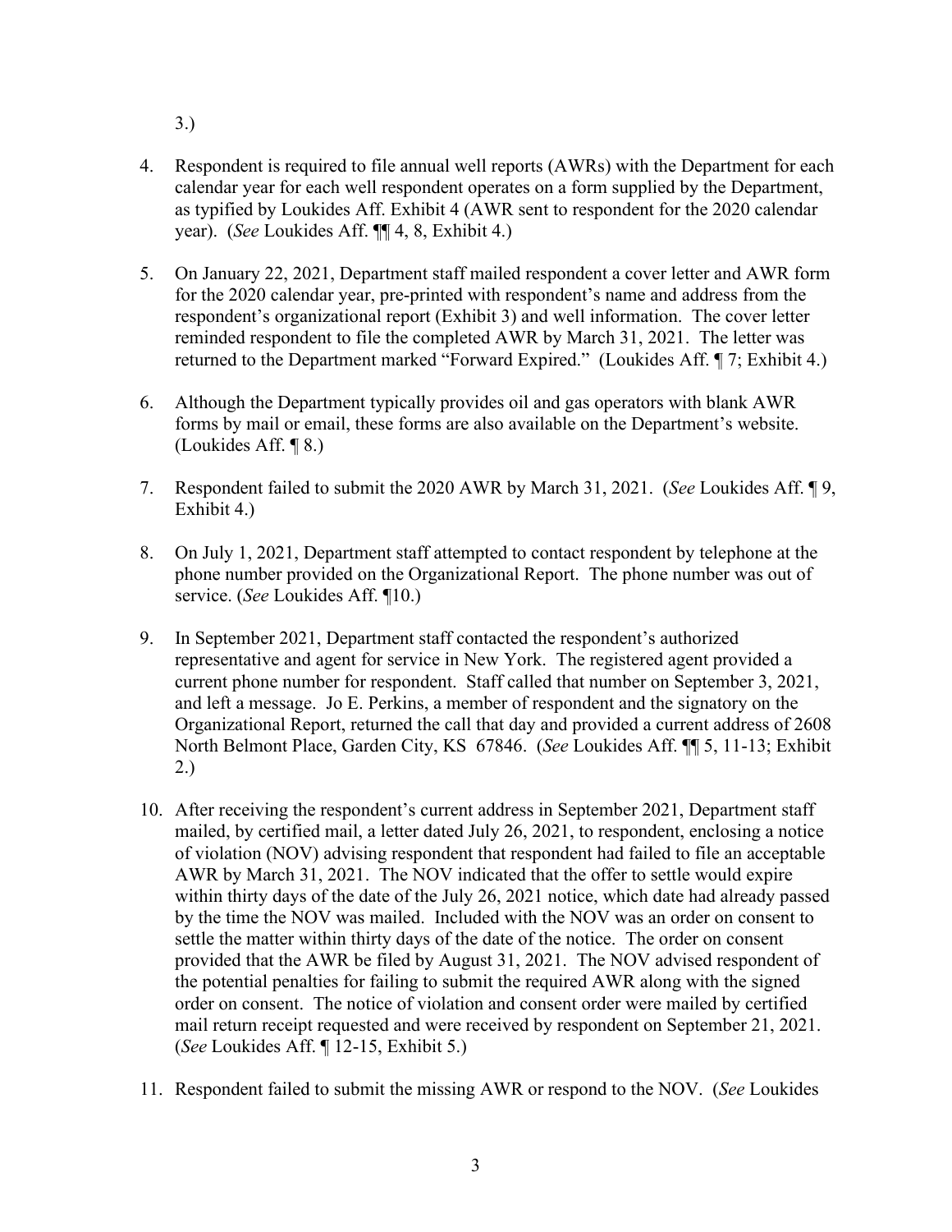3.)

4. Respondent is required to file annual well reports (AWRs) with the Department for each calendar year for each well respondent operates on a form supplied by the Department, as typified by Loukides Aff. Exhibit 4 (AWR sent to respondent for the 2020 calendar year). (*See* Loukides Aff. ¶¶ 4, 8, Exhibit 4.)

5. On January 22, 2021, Department staff mailed respondent a cover letter and AWR form for the 2020 calendar year, pre-printed with respondent's name and address from the respondent's organizational report (Exhibit 3) and well information. The cover letter reminded respondent to file the completed AWR by March 31, 2021. The letter was returned to the Department marked "Forward Expired." (Loukides Aff. ¶ 7; Exhibit 4.)

6. Although the Department typically provides oil and gas operators with blank AWR forms by mail or email, these forms are also available on the Department's website. (Loukides Aff. ¶ 8.)

7. Respondent failed to submit the 2020 AWR by March 31, 2021. (*See* Loukides Aff. ¶ 9, Exhibit 4.)

8. On July 1, 2021, Department staff attempted to contact respondent by telephone at the phone number provided on the Organizational Report. The phone number was out of service. (*See* Loukides Aff. ¶10.)

9. In September 2021, Department staff contacted the respondent's authorized representative and agent for service in New York. The registered agent provided a current phone number for respondent. Staff called that number on September 3, 2021, and left a message. Jo E. Perkins, a member of respondent and the signatory on the Organizational Report, returned the call that day and provided a current address of 2608 North Belmont Place, Garden City, KS 67846. (*See* Loukides Aff. ¶¶ 5, 11-13; Exhibit 2.)

10. After receiving the respondent's current address in September 2021, Department staff mailed, by certified mail, a letter dated July 26, 2021, to respondent, enclosing a notice of violation (NOV) advising respondent that respondent had failed to file an acceptable AWR by March 31, 2021. The NOV indicated that the offer to settle would expire within thirty days of the date of the July 26, 2021 notice, which date had already passed by the time the NOV was mailed. Included with the NOV was an order on consent to settle the matter within thirty days of the date of the notice. The order on consent provided that the AWR be filed by August 31, 2021. The NOV advised respondent of the potential penalties for failing to submit the required AWR along with the signed order on consent. The notice of violation and consent order were mailed by certified mail return receipt requested and were received by respondent on September 21, 2021. (*See* Loukides Aff. ¶ 12-15, Exhibit 5.)

11. Respondent failed to submit the missing AWR or respond to the NOV. (*See* Loukides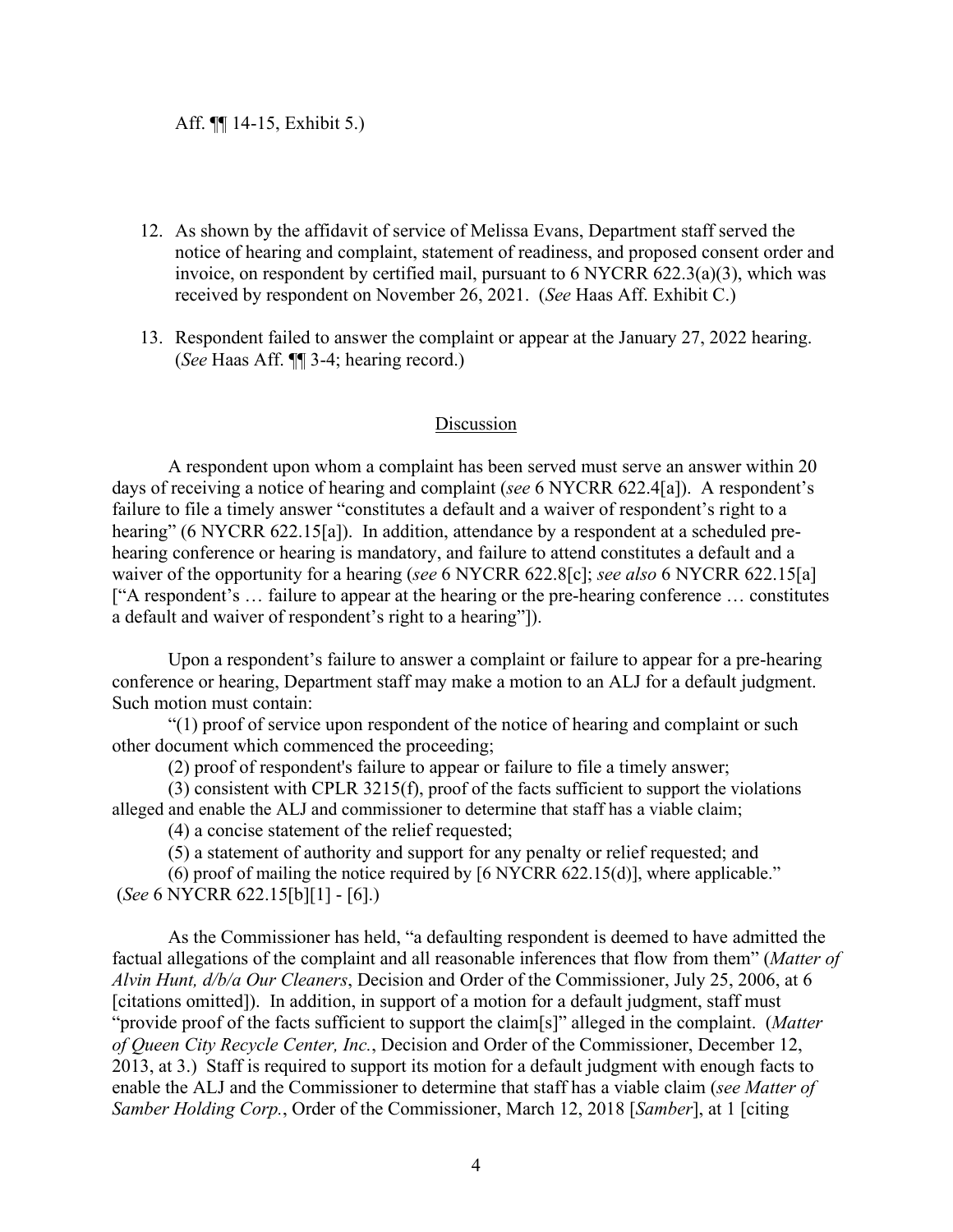Aff. ¶¶ 14-15, Exhibit 5.)

12. As shown by the affidavit of service of Melissa Evans, Department staff served the notice of hearing and complaint, statement of readiness, and proposed consent order and invoice, on respondent by certified mail, pursuant to 6 NYCRR 622.3(a)(3), which was received by respondent on November 26, 2021. (*See* Haas Aff. Exhibit C.)

13. Respondent failed to answer the complaint or appear at the January 27, 2022 hearing. (*See* Haas Aff. ¶¶ 3-4; hearing record.)

## Discussion

A respondent upon whom a complaint has been served must serve an answer within 20 days of receiving a notice of hearing and complaint (*see* 6 NYCRR 622.4[a]). A respondent's failure to file a timely answer "constitutes a default and a waiver of respondent's right to a hearing" (6 NYCRR 622.15[a]). In addition, attendance by a respondent at a scheduled pre-hearing conference or hearing is mandatory, and failure to attend constitutes a default and a waiver of the opportunity for a hearing (*see* 6 NYCRR 622.8[c]; *see also* 6 NYCRR 622.15[a] ["A respondent's … failure to appear at the hearing or the pre-hearing conference … constitutes a default and waiver of respondent's right to a hearing"]).

Upon a respondent's failure to answer a complaint or failure to appear for a pre-hearing conference or hearing, Department staff may make a motion to an ALJ for a default judgment. Such motion must contain:

"(1) proof of service upon respondent of the notice of hearing and complaint or such other document which commenced the proceeding;

(2) proof of respondent's failure to appear or failure to file a timely answer;

(3) consistent with CPLR 3215(f), proof of the facts sufficient to support the violations alleged and enable the ALJ and commissioner to determine that staff has a viable claim;

(4) a concise statement of the relief requested;

(5) a statement of authority and support for any penalty or relief requested; and

(6) proof of mailing the notice required by [6 NYCRR 622.15(d)], where applicable." (*See* 6 NYCRR 622.15[b][1] - [6].)

As the Commissioner has held, "a defaulting respondent is deemed to have admitted the factual allegations of the complaint and all reasonable inferences that flow from them" (*Matter of Alvin Hunt, d/b/a Our Cleaners*, Decision and Order of the Commissioner, July 25, 2006, at 6 [citations omitted]). In addition, in support of a motion for a default judgment, staff must "provide proof of the facts sufficient to support the claim[s]" alleged in the complaint. (*Matter of Queen City Recycle Center, Inc.*, Decision and Order of the Commissioner, December 12, 2013, at 3.) Staff is required to support its motion for a default judgment with enough facts to enable the ALJ and the Commissioner to determine that staff has a viable claim (*see Matter of Samber Holding Corp.*, Order of the Commissioner, March 12, 2018 [*Samber*], at 1 [citing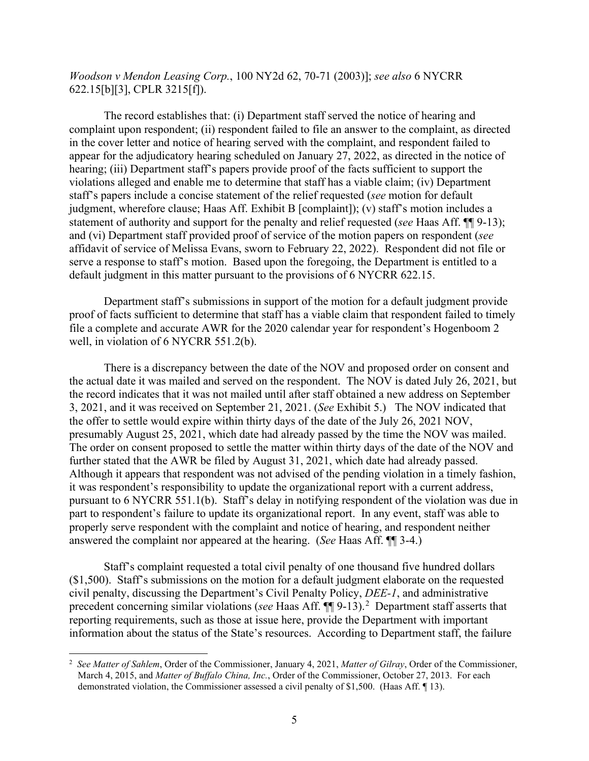*Woodson v Mendon Leasing Corp.*, 100 NY2d 62, 70-71 (2003)]; *see also* 6 NYCRR 622.15[b][3], CPLR 3215[f]).

The record establishes that: (i) Department staff served the notice of hearing and complaint upon respondent; (ii) respondent failed to file an answer to the complaint, as directed in the cover letter and notice of hearing served with the complaint, and respondent failed to appear for the adjudicatory hearing scheduled on January 27, 2022, as directed in the notice of hearing; (iii) Department staff's papers provide proof of the facts sufficient to support the violations alleged and enable me to determine that staff has a viable claim; (iv) Department staff's papers include a concise statement of the relief requested (*see* motion for default judgment, wherefore clause; Haas Aff. Exhibit B [complaint]); (v) staff's motion includes a statement of authority and support for the penalty and relief requested (*see* Haas Aff. ¶¶ 9-13); and (vi) Department staff provided proof of service of the motion papers on respondent (*see* affidavit of service of Melissa Evans, sworn to February 22, 2022). Respondent did not file or serve a response to staff's motion. Based upon the foregoing, the Department is entitled to a default judgment in this matter pursuant to the provisions of 6 NYCRR 622.15.

Department staff's submissions in support of the motion for a default judgment provide proof of facts sufficient to determine that staff has a viable claim that respondent failed to timely file a complete and accurate AWR for the 2020 calendar year for respondent's Hogenboom 2 well, in violation of 6 NYCRR 551.2(b).

There is a discrepancy between the date of the NOV and proposed order on consent and the actual date it was mailed and served on the respondent. The NOV is dated July 26, 2021, but the record indicates that it was not mailed until after staff obtained a new address on September 3, 2021, and it was received on September 21, 2021. (*See* Exhibit 5.) The NOV indicated that the offer to settle would expire within thirty days of the date of the July 26, 2021 NOV, presumably August 25, 2021, which date had already passed by the time the NOV was mailed. The order on consent proposed to settle the matter within thirty days of the date of the NOV and further stated that the AWR be filed by August 31, 2021, which date had already passed. Although it appears that respondent was not advised of the pending violation in a timely fashion, it was respondent's responsibility to update the organizational report with a current address, pursuant to 6 NYCRR 551.1(b). Staff's delay in notifying respondent of the violation was due in part to respondent's failure to update its organizational report. In any event, staff was able to properly serve respondent with the complaint and notice of hearing, and respondent neither answered the complaint nor appeared at the hearing. (*See* Haas Aff. ¶¶ 3-4.)

Staff's complaint requested a total civil penalty of one thousand five hundred dollars ($1,500). Staff's submissions on the motion for a default judgment elaborate on the requested civil penalty, discussing the Department's Civil Penalty Policy, *DEE-1*, and administrative precedent concerning similar violations (*see* Haas Aff. ¶¶ 9-13).[2] Department staff asserts that reporting requirements, such as those at issue here, provide the Department with important information about the status of the State's resources. According to Department staff, the failure

---

[2] *See Matter of Sahlem*, Order of the Commissioner, January 4, 2021, *Matter of Gilray*, Order of the Commissioner, March 4, 2015, and *Matter of Buffalo China, Inc.*, Order of the Commissioner, October 27, 2013. For each demonstrated violation, the Commissioner assessed a civil penalty of $1,500. (Haas Aff. ¶ 13).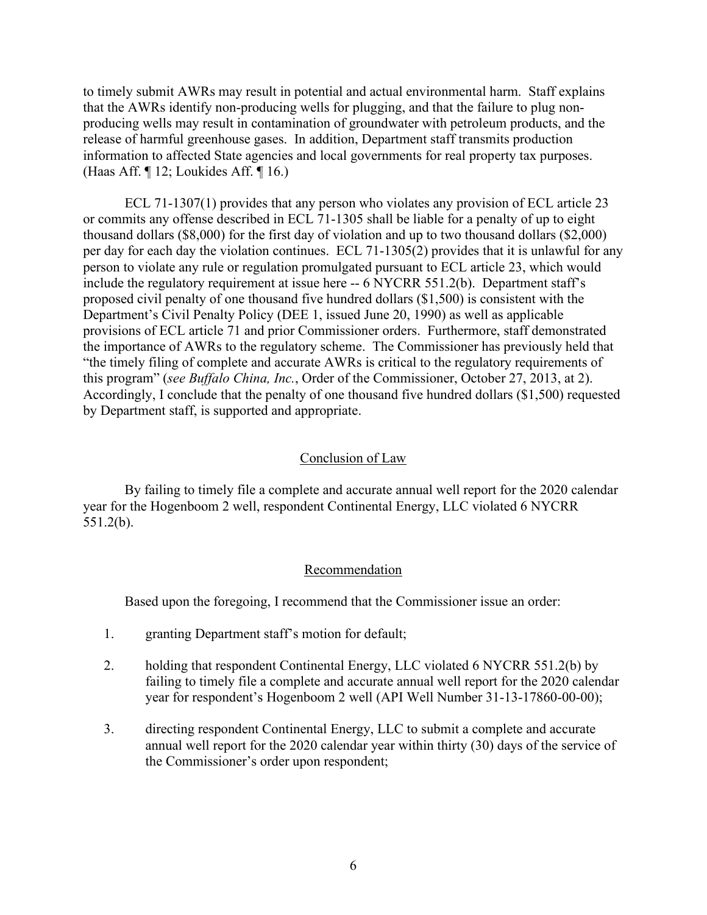to timely submit AWRs may result in potential and actual environmental harm. Staff explains that the AWRs identify non-producing wells for plugging, and that the failure to plug non-producing wells may result in contamination of groundwater with petroleum products, and the release of harmful greenhouse gases. In addition, Department staff transmits production information to affected State agencies and local governments for real property tax purposes. (Haas Aff. ¶ 12; Loukides Aff. ¶ 16.)

ECL 71-1307(1) provides that any person who violates any provision of ECL article 23 or commits any offense described in ECL 71-1305 shall be liable for a penalty of up to eight thousand dollars ($8,000) for the first day of violation and up to two thousand dollars ($2,000) per day for each day the violation continues. ECL 71-1305(2) provides that it is unlawful for any person to violate any rule or regulation promulgated pursuant to ECL article 23, which would include the regulatory requirement at issue here -- 6 NYCRR 551.2(b). Department staff's proposed civil penalty of one thousand five hundred dollars ($1,500) is consistent with the Department's Civil Penalty Policy (DEE 1, issued June 20, 1990) as well as applicable provisions of ECL article 71 and prior Commissioner orders. Furthermore, staff demonstrated the importance of AWRs to the regulatory scheme. The Commissioner has previously held that "the timely filing of complete and accurate AWRs is critical to the regulatory requirements of this program" (*see Buffalo China, Inc.*, Order of the Commissioner, October 27, 2013, at 2). Accordingly, I conclude that the penalty of one thousand five hundred dollars ($1,500) requested by Department staff, is supported and appropriate.

## Conclusion of Law

By failing to timely file a complete and accurate annual well report for the 2020 calendar year for the Hogenboom 2 well, respondent Continental Energy, LLC violated 6 NYCRR 551.2(b).

## Recommendation

Based upon the foregoing, I recommend that the Commissioner issue an order:

1. granting Department staff's motion for default;

2. holding that respondent Continental Energy, LLC violated 6 NYCRR 551.2(b) by failing to timely file a complete and accurate annual well report for the 2020 calendar year for respondent's Hogenboom 2 well (API Well Number 31-13-17860-00-00);

3. directing respondent Continental Energy, LLC to submit a complete and accurate annual well report for the 2020 calendar year within thirty (30) days of the service of the Commissioner's order upon respondent;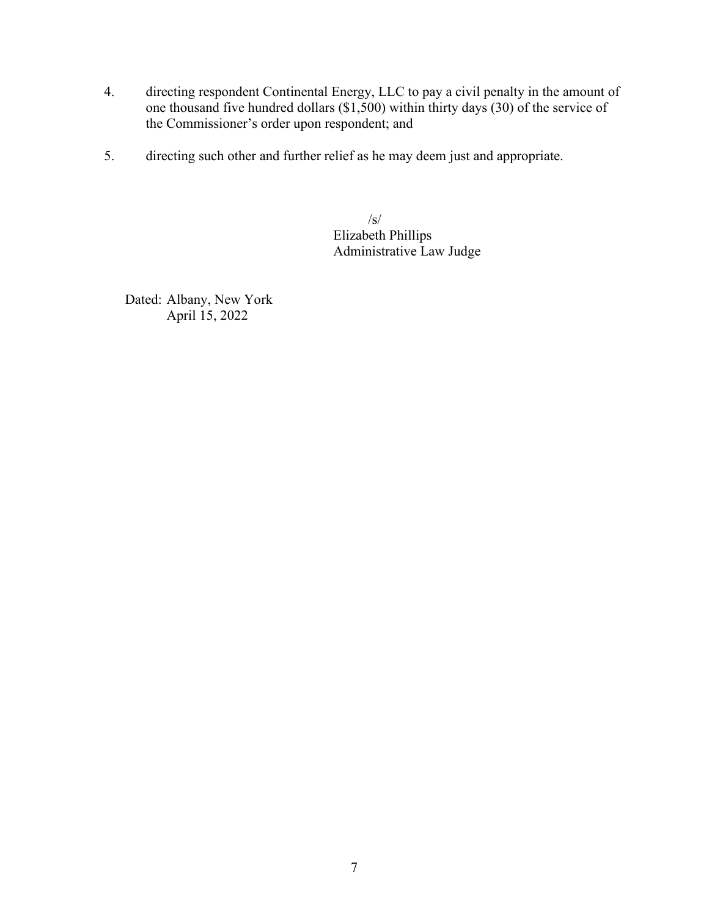4. directing respondent Continental Energy, LLC to pay a civil penalty in the amount of one thousand five hundred dollars ($1,500) within thirty days (30) of the service of the Commissioner's order upon respondent; and

5. directing such other and further relief as he may deem just and appropriate.

/s/
Elizabeth Phillips
Administrative Law Judge

Dated: Albany, New York
April 15, 2022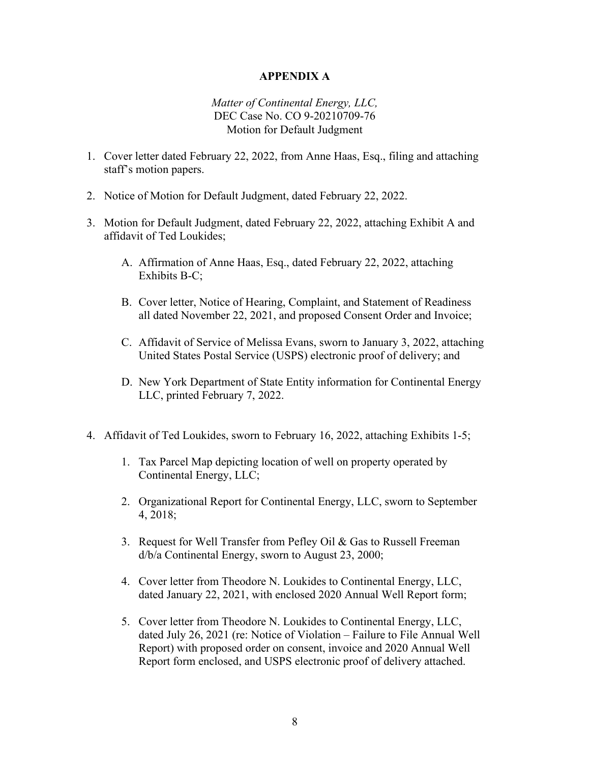**APPENDIX A**

*Matter of Continental Energy, LLC,*
DEC Case No. CO 9-20210709-76
Motion for Default Judgment

1. Cover letter dated February 22, 2022, from Anne Haas, Esq., filing and attaching staff's motion papers.

2. Notice of Motion for Default Judgment, dated February 22, 2022.

3. Motion for Default Judgment, dated February 22, 2022, attaching Exhibit A and affidavit of Ted Loukides;

   A. Affirmation of Anne Haas, Esq., dated February 22, 2022, attaching Exhibits B-C;

   B. Cover letter, Notice of Hearing, Complaint, and Statement of Readiness all dated November 22, 2021, and proposed Consent Order and Invoice;

   C. Affidavit of Service of Melissa Evans, sworn to January 3, 2022, attaching United States Postal Service (USPS) electronic proof of delivery; and

   D. New York Department of State Entity information for Continental Energy LLC, printed February 7, 2022.

4. Affidavit of Ted Loukides, sworn to February 16, 2022, attaching Exhibits 1-5;

   1. Tax Parcel Map depicting location of well on property operated by Continental Energy, LLC;

   2. Organizational Report for Continental Energy, LLC, sworn to September 4, 2018;

   3. Request for Well Transfer from Pefley Oil & Gas to Russell Freeman d/b/a Continental Energy, sworn to August 23, 2000;

   4. Cover letter from Theodore N. Loukides to Continental Energy, LLC, dated January 22, 2021, with enclosed 2020 Annual Well Report form;

   5. Cover letter from Theodore N. Loukides to Continental Energy, LLC, dated July 26, 2021 (re: Notice of Violation – Failure to File Annual Well Report) with proposed order on consent, invoice and 2020 Annual Well Report form enclosed, and USPS electronic proof of delivery attached.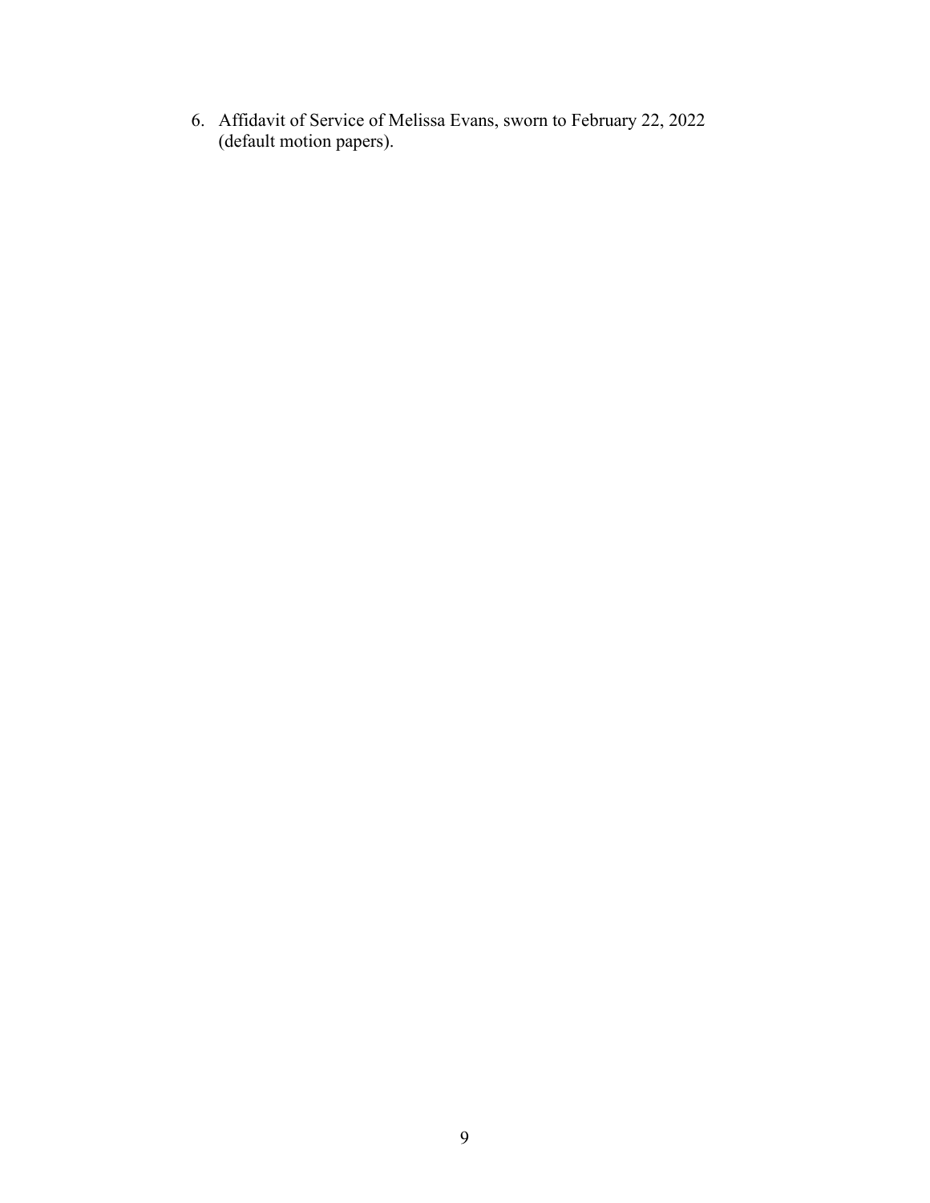6. Affidavit of Service of Melissa Evans, sworn to February 22, 2022 (default motion papers).